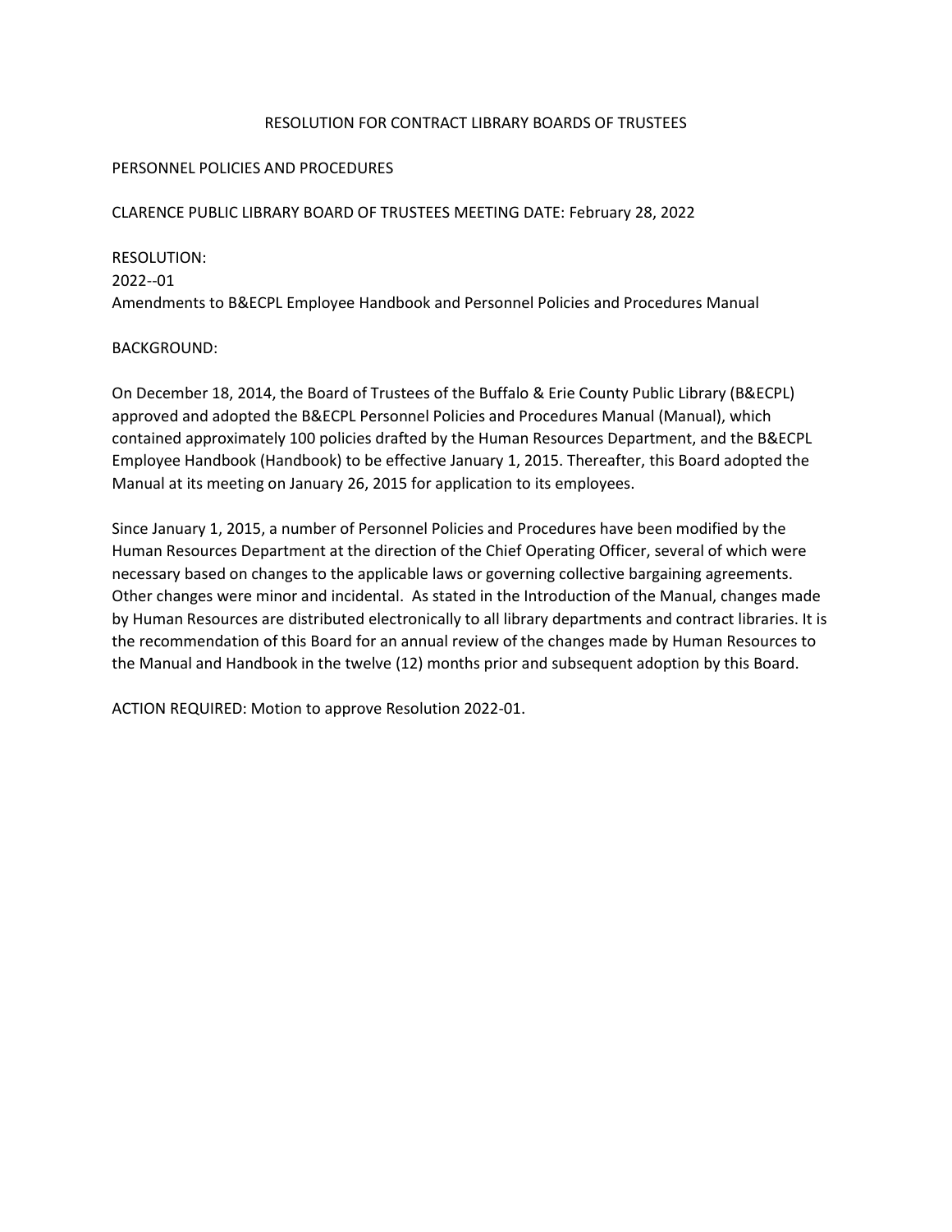# RESOLUTION FOR CONTRACT LIBRARY BOARDS OF TRUSTEES

PERSONNEL POLICIES AND PROCEDURES

CLARENCE PUBLIC LIBRARY BOARD OF TRUSTEES MEETING DATE: February 28, 2022

RESOLUTION:
2022--01
Amendments to B&ECPL Employee Handbook and Personnel Policies and Procedures Manual

BACKGROUND:

On December 18, 2014, the Board of Trustees of the Buffalo & Erie County Public Library (B&ECPL) approved and adopted the B&ECPL Personnel Policies and Procedures Manual (Manual), which contained approximately 100 policies drafted by the Human Resources Department, and the B&ECPL Employee Handbook (Handbook) to be effective January 1, 2015. Thereafter, this Board adopted the Manual at its meeting on January 26, 2015 for application to its employees.

Since January 1, 2015, a number of Personnel Policies and Procedures have been modified by the Human Resources Department at the direction of the Chief Operating Officer, several of which were necessary based on changes to the applicable laws or governing collective bargaining agreements. Other changes were minor and incidental. As stated in the Introduction of the Manual, changes made by Human Resources are distributed electronically to all library departments and contract libraries. It is the recommendation of this Board for an annual review of the changes made by Human Resources to the Manual and Handbook in the twelve (12) months prior and subsequent adoption by this Board.

ACTION REQUIRED: Motion to approve Resolution 2022-01.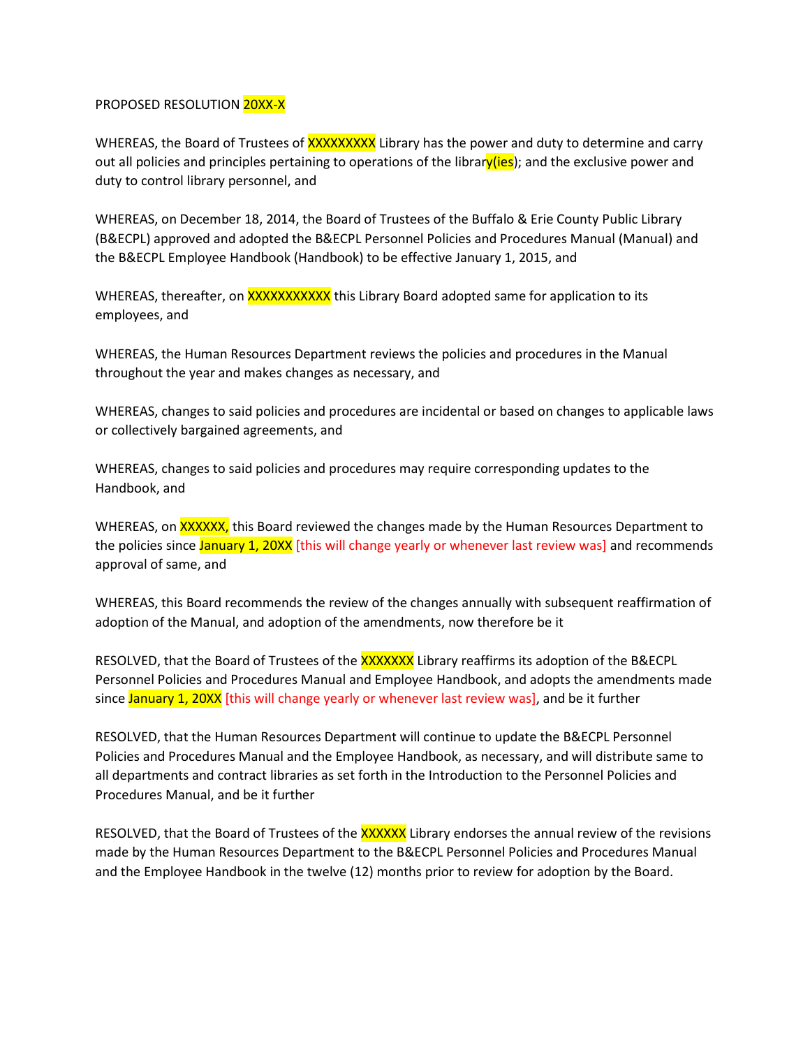PROPOSED RESOLUTION 20XX-X

WHEREAS, the Board of Trustees of XXXXXXXXX Library has the power and duty to determine and carry out all policies and principles pertaining to operations of the library(ies); and the exclusive power and duty to control library personnel, and

WHEREAS, on December 18, 2014, the Board of Trustees of the Buffalo & Erie County Public Library (B&ECPL) approved and adopted the B&ECPL Personnel Policies and Procedures Manual (Manual) and the B&ECPL Employee Handbook (Handbook) to be effective January 1, 2015, and

WHEREAS, thereafter, on XXXXXXXXXXX this Library Board adopted same for application to its employees, and

WHEREAS, the Human Resources Department reviews the policies and procedures in the Manual throughout the year and makes changes as necessary, and

WHEREAS, changes to said policies and procedures are incidental or based on changes to applicable laws or collectively bargained agreements, and

WHEREAS, changes to said policies and procedures may require corresponding updates to the Handbook, and

WHEREAS, on XXXXXX, this Board reviewed the changes made by the Human Resources Department to the policies since January 1, 20XX [this will change yearly or whenever last review was] and recommends approval of same, and

WHEREAS, this Board recommends the review of the changes annually with subsequent reaffirmation of adoption of the Manual, and adoption of the amendments, now therefore be it

RESOLVED, that the Board of Trustees of the XXXXXXX Library reaffirms its adoption of the B&ECPL Personnel Policies and Procedures Manual and Employee Handbook, and adopts the amendments made since January 1, 20XX [this will change yearly or whenever last review was], and be it further

RESOLVED, that the Human Resources Department will continue to update the B&ECPL Personnel Policies and Procedures Manual and the Employee Handbook, as necessary, and will distribute same to all departments and contract libraries as set forth in the Introduction to the Personnel Policies and Procedures Manual, and be it further

RESOLVED, that the Board of Trustees of the XXXXXX Library endorses the annual review of the revisions made by the Human Resources Department to the B&ECPL Personnel Policies and Procedures Manual and the Employee Handbook in the twelve (12) months prior to review for adoption by the Board.